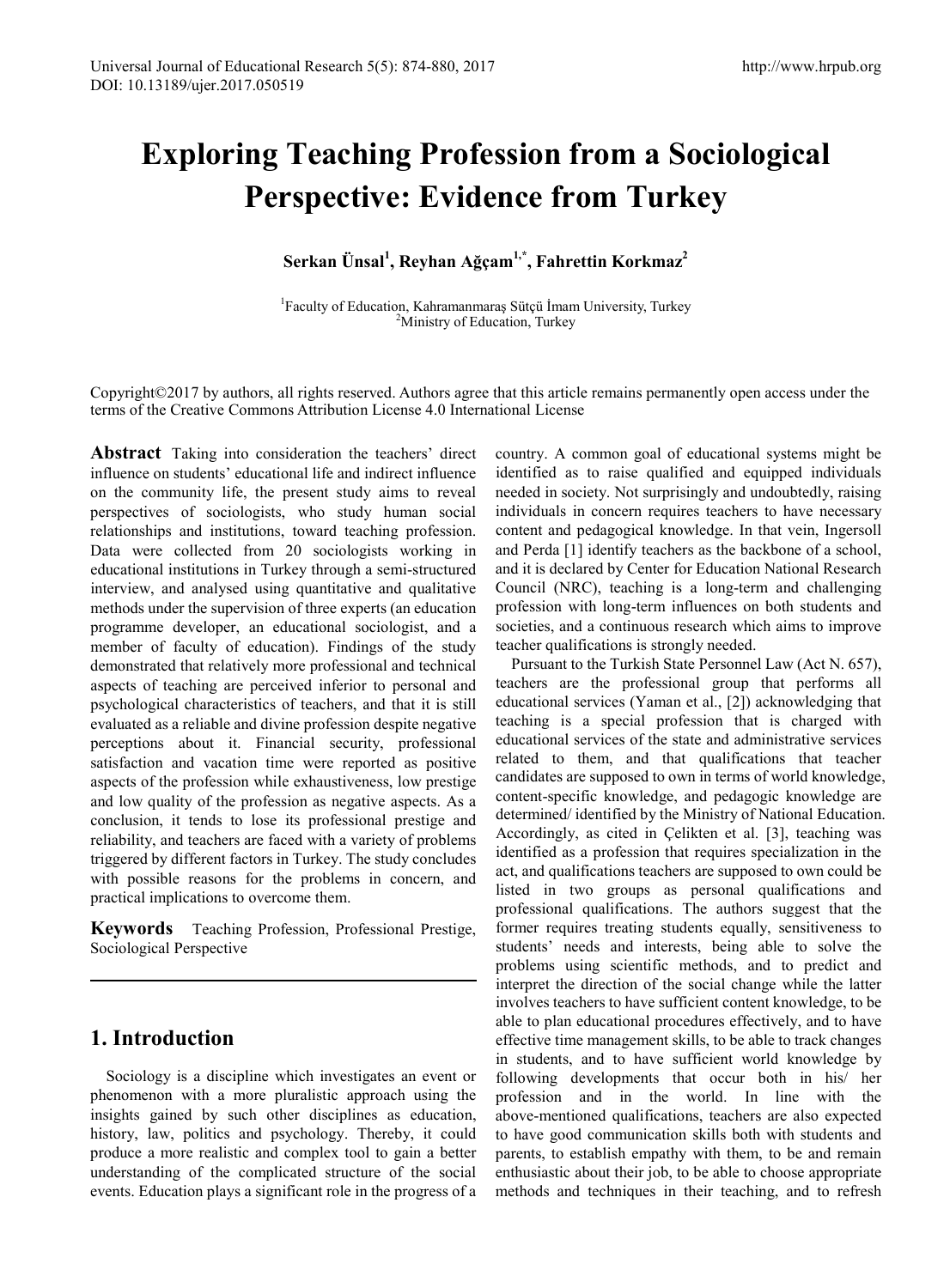# Exploring Teaching Profession from a Sociological Perspective: Evidence from Turkey

**Serkan Ünsal[1], Reyhan Ağçam[1,*], Fahrettin Korkmaz[2]**

[1]Faculty of Education, Kahramanmaraş Sütçü İmam University, Turkey
[2]Ministry of Education, Turkey

Copyright©2017 by authors, all rights reserved. Authors agree that this article remains permanently open access under the terms of the Creative Commons Attribution License 4.0 International License

**Abstract** Taking into consideration the teachers' direct influence on students' educational life and indirect influence on the community life, the present study aims to reveal perspectives of sociologists, who study human social relationships and institutions, toward teaching profession. Data were collected from 20 sociologists working in educational institutions in Turkey through a semi-structured interview, and analysed using quantitative and qualitative methods under the supervision of three experts (an education programme developer, an educational sociologist, and a member of faculty of education). Findings of the study demonstrated that relatively more professional and technical aspects of teaching are perceived inferior to personal and psychological characteristics of teachers, and that it is still evaluated as a reliable and divine profession despite negative perceptions about it. Financial security, professional satisfaction and vacation time were reported as positive aspects of the profession while exhaustiveness, low prestige and low quality of the profession as negative aspects. As a conclusion, it tends to lose its professional prestige and reliability, and teachers are faced with a variety of problems triggered by different factors in Turkey. The study concludes with possible reasons for the problems in concern, and practical implications to overcome them.

**Keywords** Teaching Profession, Professional Prestige, Sociological Perspective

## 1. Introduction

Sociology is a discipline which investigates an event or phenomenon with a more pluralistic approach using the insights gained by such other disciplines as education, history, law, politics and psychology. Thereby, it could produce a more realistic and complex tool to gain a better understanding of the complicated structure of the social events. Education plays a significant role in the progress of a country. A common goal of educational systems might be identified as to raise qualified and equipped individuals needed in society. Not surprisingly and undoubtedly, raising individuals in concern requires teachers to have necessary content and pedagogical knowledge. In that vein, Ingersoll and Perda [1] identify teachers as the backbone of a school, and it is declared by Center for Education National Research Council (NRC), teaching is a long-term and challenging profession with long-term influences on both students and societies, and a continuous research which aims to improve teacher qualifications is strongly needed.

Pursuant to the Turkish State Personnel Law (Act N. 657), teachers are the professional group that performs all educational services (Yaman et al., [2]) acknowledging that teaching is a special profession that is charged with educational services of the state and administrative services related to them, and that qualifications that teacher candidates are supposed to own in terms of world knowledge, content-specific knowledge, and pedagogic knowledge are determined/ identified by the Ministry of National Education. Accordingly, as cited in Çelikten et al. [3], teaching was identified as a profession that requires specialization in the act, and qualifications teachers are supposed to own could be listed in two groups as personal qualifications and professional qualifications. The authors suggest that the former requires treating students equally, sensitiveness to students' needs and interests, being able to solve the problems using scientific methods, and to predict and interpret the direction of the social change while the latter involves teachers to have sufficient content knowledge, to be able to plan educational procedures effectively, and to have effective time management skills, to be able to track changes in students, and to have sufficient world knowledge by following developments that occur both in his/ her profession and in the world. In line with the above-mentioned qualifications, teachers are also expected to have good communication skills both with students and parents, to establish empathy with them, to be and remain enthusiastic about their job, to be able to choose appropriate methods and techniques in their teaching, and to refresh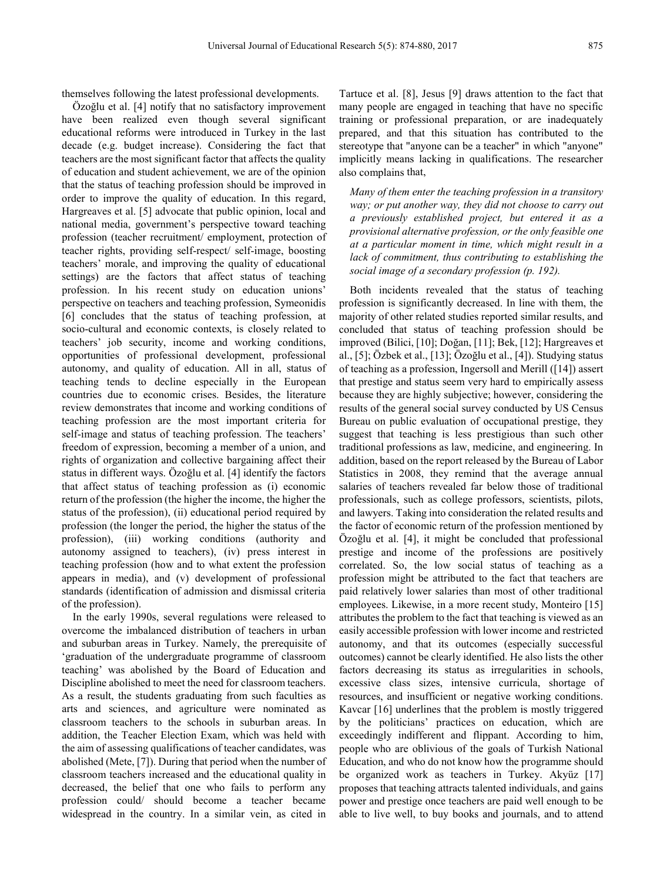themselves following the latest professional developments.

Özoğlu et al. [4] notify that no satisfactory improvement have been realized even though several significant educational reforms were introduced in Turkey in the last decade (e.g. budget increase). Considering the fact that teachers are the most significant factor that affects the quality of education and student achievement, we are of the opinion that the status of teaching profession should be improved in order to improve the quality of education. In this regard, Hargreaves et al. [5] advocate that public opinion, local and national media, government's perspective toward teaching profession (teacher recruitment/ employment, protection of teacher rights, providing self-respect/ self-image, boosting teachers' morale, and improving the quality of educational settings) are the factors that affect status of teaching profession. In his recent study on education unions' perspective on teachers and teaching profession, Symeonidis [6] concludes that the status of teaching profession, at socio-cultural and economic contexts, is closely related to teachers' job security, income and working conditions, opportunities of professional development, professional autonomy, and quality of education. All in all, status of teaching tends to decline especially in the European countries due to economic crises. Besides, the literature review demonstrates that income and working conditions of teaching profession are the most important criteria for self-image and status of teaching profession. The teachers' freedom of expression, becoming a member of a union, and rights of organization and collective bargaining affect their status in different ways. Özoğlu et al. [4] identify the factors that affect status of teaching profession as (i) economic return of the profession (the higher the income, the higher the status of the profession), (ii) educational period required by profession (the longer the period, the higher the status of the profession), (iii) working conditions (authority and autonomy assigned to teachers), (iv) press interest in teaching profession (how and to what extent the profession appears in media), and (v) development of professional standards (identification of admission and dismissal criteria of the profession).

In the early 1990s, several regulations were released to overcome the imbalanced distribution of teachers in urban and suburban areas in Turkey. Namely, the prerequisite of 'graduation of the undergraduate programme of classroom teaching' was abolished by the Board of Education and Discipline abolished to meet the need for classroom teachers. As a result, the students graduating from such faculties as arts and sciences, and agriculture were nominated as classroom teachers to the schools in suburban areas. In addition, the Teacher Election Exam, which was held with the aim of assessing qualifications of teacher candidates, was abolished (Mete, [7]). During that period when the number of classroom teachers increased and the educational quality in decreased, the belief that one who fails to perform any profession could/ should become a teacher became widespread in the country. In a similar vein, as cited in Tartuce et al. [8], Jesus [9] draws attention to the fact that many people are engaged in teaching that have no specific training or professional preparation, or are inadequately prepared, and that this situation has contributed to the stereotype that "anyone can be a teacher" in which "anyone" implicitly means lacking in qualifications. The researcher also complains that,

> *Many of them enter the teaching profession in a transitory way; or put another way, they did not choose to carry out a previously established project, but entered it as a provisional alternative profession, or the only feasible one at a particular moment in time, which might result in a lack of commitment, thus contributing to establishing the social image of a secondary profession (p. 192).*

Both incidents revealed that the status of teaching profession is significantly decreased. In line with them, the majority of other related studies reported similar results, and concluded that status of teaching profession should be improved (Bilici, [10]; Doğan, [11]; Bek, [12]; Hargreaves et al., [5]; Özbek et al., [13]; Özoğlu et al., [4]). Studying status of teaching as a profession, Ingersoll and Merill ([14]) assert that prestige and status seem very hard to empirically assess because they are highly subjective; however, considering the results of the general social survey conducted by US Census Bureau on public evaluation of occupational prestige, they suggest that teaching is less prestigious than such other traditional professions as law, medicine, and engineering. In addition, based on the report released by the Bureau of Labor Statistics in 2008, they remind that the average annual salaries of teachers revealed far below those of traditional professionals, such as college professors, scientists, pilots, and lawyers. Taking into consideration the related results and the factor of economic return of the profession mentioned by Özoğlu et al. [4], it might be concluded that professional prestige and income of the professions are positively correlated. So, the low social status of teaching as a profession might be attributed to the fact that teachers are paid relatively lower salaries than most of other traditional employees. Likewise, in a more recent study, Monteiro [15] attributes the problem to the fact that teaching is viewed as an easily accessible profession with lower income and restricted autonomy, and that its outcomes (especially successful outcomes) cannot be clearly identified. He also lists the other factors decreasing its status as irregularities in schools, excessive class sizes, intensive curricula, shortage of resources, and insufficient or negative working conditions. Kavcar [16] underlines that the problem is mostly triggered by the politicians' practices on education, which are exceedingly indifferent and flippant. According to him, people who are oblivious of the goals of Turkish National Education, and who do not know how the programme should be organized work as teachers in Turkey. Akyüz [17] proposes that teaching attracts talented individuals, and gains power and prestige once teachers are paid well enough to be able to live well, to buy books and journals, and to attend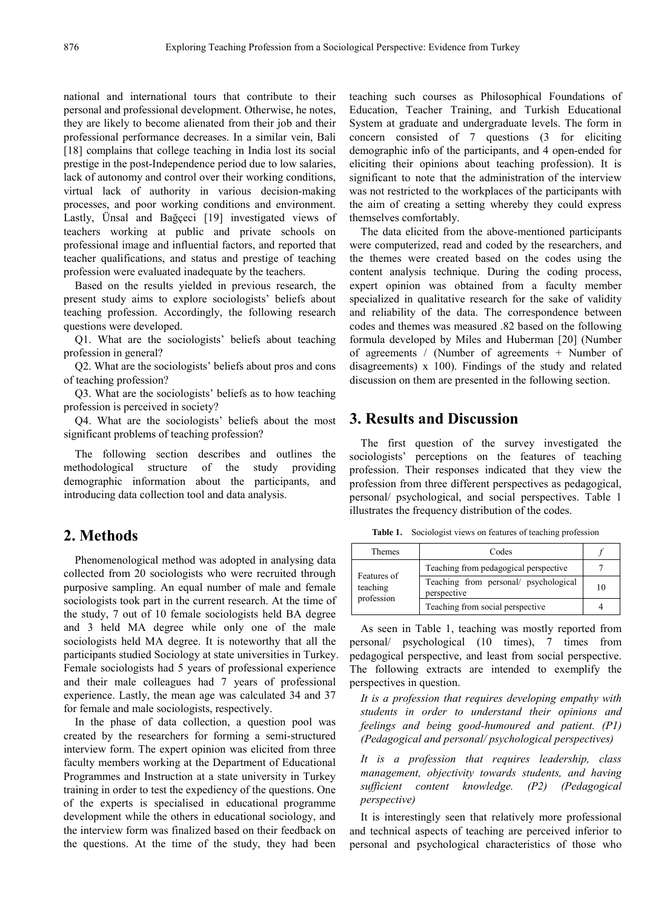national and international tours that contribute to their personal and professional development. Otherwise, he notes, they are likely to become alienated from their job and their professional performance decreases. In a similar vein, Bali [18] complains that college teaching in India lost its social prestige in the post-Independence period due to low salaries, lack of autonomy and control over their working conditions, virtual lack of authority in various decision-making processes, and poor working conditions and environment. Lastly, Ünsal and Bağçeci [19] investigated views of teachers working at public and private schools on professional image and influential factors, and reported that teacher qualifications, and status and prestige of teaching profession were evaluated inadequate by the teachers.

Based on the results yielded in previous research, the present study aims to explore sociologists' beliefs about teaching profession. Accordingly, the following research questions were developed.

Q1. What are the sociologists' beliefs about teaching profession in general?

Q2. What are the sociologists' beliefs about pros and cons of teaching profession?

Q3. What are the sociologists' beliefs as to how teaching profession is perceived in society?

Q4. What are the sociologists' beliefs about the most significant problems of teaching profession?

The following section describes and outlines the methodological structure of the study providing demographic information about the participants, and introducing data collection tool and data analysis.

## 2. Methods

Phenomenological method was adopted in analysing data collected from 20 sociologists who were recruited through purposive sampling. An equal number of male and female sociologists took part in the current research. At the time of the study, 7 out of 10 female sociologists held BA degree and 3 held MA degree while only one of the male sociologists held MA degree. It is noteworthy that all the participants studied Sociology at state universities in Turkey. Female sociologists had 5 years of professional experience and their male colleagues had 7 years of professional experience. Lastly, the mean age was calculated 34 and 37 for female and male sociologists, respectively.

In the phase of data collection, a question pool was created by the researchers for forming a semi-structured interview form. The expert opinion was elicited from three faculty members working at the Department of Educational Programmes and Instruction at a state university in Turkey training in order to test the expediency of the questions. One of the experts is specialised in educational programme development while the others in educational sociology, and the interview form was finalized based on their feedback on the questions. At the time of the study, they had been teaching such courses as Philosophical Foundations of Education, Teacher Training, and Turkish Educational System at graduate and undergraduate levels. The form in concern consisted of 7 questions (3 for eliciting demographic info of the participants, and 4 open-ended for eliciting their opinions about teaching profession). It is significant to note that the administration of the interview was not restricted to the workplaces of the participants with the aim of creating a setting whereby they could express themselves comfortably.

The data elicited from the above-mentioned participants were computerized, read and coded by the researchers, and the themes were created based on the codes using the content analysis technique. During the coding process, expert opinion was obtained from a faculty member specialized in qualitative research for the sake of validity and reliability of the data. The correspondence between codes and themes was measured .82 based on the following formula developed by Miles and Huberman [20] (Number of agreements / (Number of agreements + Number of disagreements) x 100). Findings of the study and related discussion on them are presented in the following section.

## 3. Results and Discussion

The first question of the survey investigated the sociologists' perceptions on the features of teaching profession. Their responses indicated that they view the profession from three different perspectives as pedagogical, personal/ psychological, and social perspectives. Table 1 illustrates the frequency distribution of the codes.

**Table 1.** Sociologist views on features of teaching profession

| Themes | Codes | $f$ |
|---|---|---|
| Features of teaching profession | Teaching from pedagogical perspective | 7 |
| | Teaching from personal/ psychological perspective | 10 |
| | Teaching from social perspective | 4 |

As seen in Table 1, teaching was mostly reported from personal/ psychological (10 times), 7 times from pedagogical perspective, and least from social perspective. The following extracts are intended to exemplify the perspectives in question.

*It is a profession that requires developing empathy with students in order to understand their opinions and feelings and being good-humoured and patient. (P1) (Pedagogical and personal/ psychological perspectives)*

*It is a profession that requires leadership, class management, objectivity towards students, and having sufficient content knowledge. (P2) (Pedagogical perspective)*

It is interestingly seen that relatively more professional and technical aspects of teaching are perceived inferior to personal and psychological characteristics of those who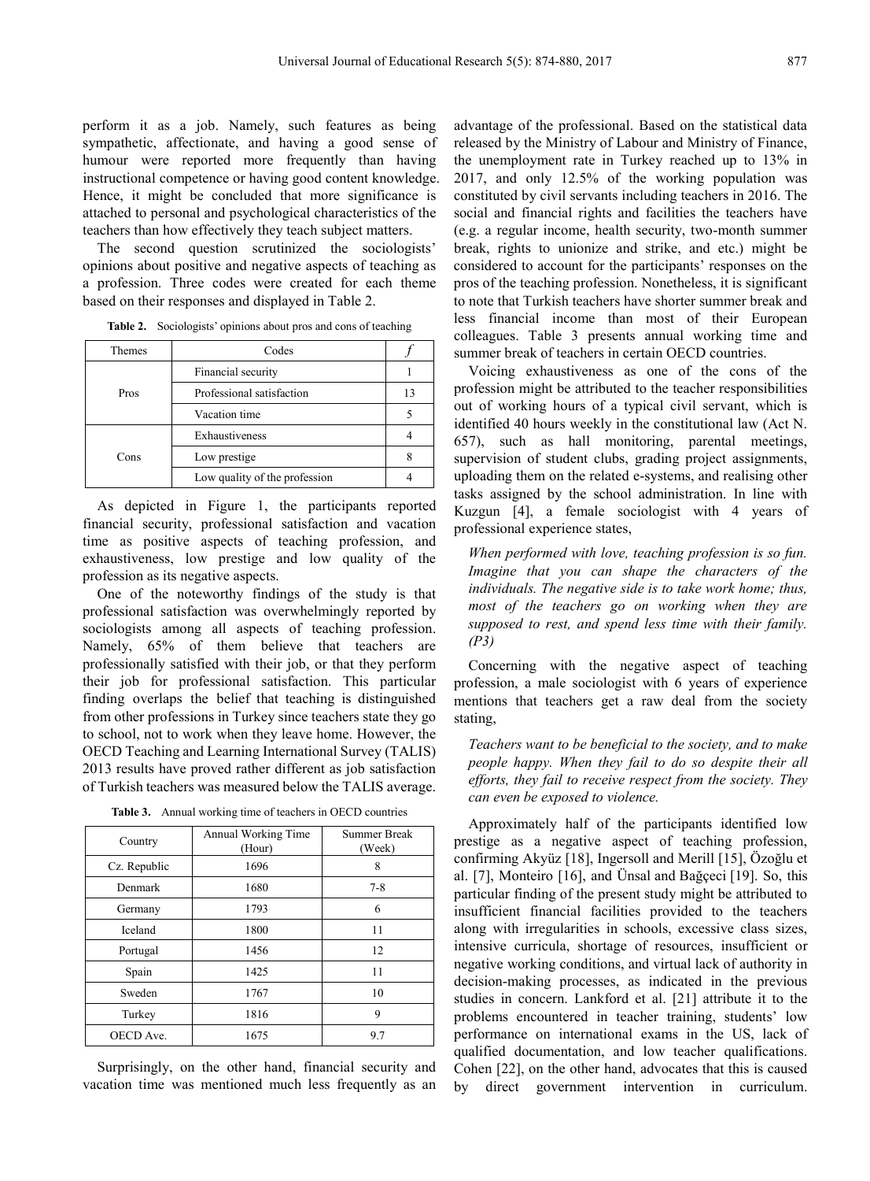perform it as a job. Namely, such features as being sympathetic, affectionate, and having a good sense of humour were reported more frequently than having instructional competence or having good content knowledge. Hence, it might be concluded that more significance is attached to personal and psychological characteristics of the teachers than how effectively they teach subject matters.

The second question scrutinized the sociologists' opinions about positive and negative aspects of teaching as a profession. Three codes were created for each theme based on their responses and displayed in Table 2.

**Table 2.** Sociologists' opinions about pros and cons of teaching

| Themes | Codes | *f* |
|---|---|---|
| Pros | Financial security | 1 |
| | Professional satisfaction | 13 |
| | Vacation time | 5 |
| Cons | Exhaustiveness | 4 |
| | Low prestige | 8 |
| | Low quality of the profession | 4 |

As depicted in Figure 1, the participants reported financial security, professional satisfaction and vacation time as positive aspects of teaching profession, and exhaustiveness, low prestige and low quality of the profession as its negative aspects.

One of the noteworthy findings of the study is that professional satisfaction was overwhelmingly reported by sociologists among all aspects of teaching profession. Namely, 65% of them believe that teachers are professionally satisfied with their job, or that they perform their job for professional satisfaction. This particular finding overlaps the belief that teaching is distinguished from other professions in Turkey since teachers state they go to school, not to work when they leave home. However, the OECD Teaching and Learning International Survey (TALIS) 2013 results have proved rather different as job satisfaction of Turkish teachers was measured below the TALIS average.

**Table 3.** Annual working time of teachers in OECD countries

| Country | Annual Working Time (Hour) | Summer Break (Week) |
|---|---|---|
| Cz. Republic | 1696 | 8 |
| Denmark | 1680 | 7-8 |
| Germany | 1793 | 6 |
| Iceland | 1800 | 11 |
| Portugal | 1456 | 12 |
| Spain | 1425 | 11 |
| Sweden | 1767 | 10 |
| Turkey | 1816 | 9 |
| OECD Ave. | 1675 | 9.7 |

Surprisingly, on the other hand, financial security and vacation time was mentioned much less frequently as an advantage of the professional. Based on the statistical data released by the Ministry of Labour and Ministry of Finance, the unemployment rate in Turkey reached up to 13% in 2017, and only 12.5% of the working population was constituted by civil servants including teachers in 2016. The social and financial rights and facilities the teachers have (e.g. a regular income, health security, two-month summer break, rights to unionize and strike, and etc.) might be considered to account for the participants' responses on the pros of the teaching profession. Nonetheless, it is significant to note that Turkish teachers have shorter summer break and less financial income than most of their European colleagues. Table 3 presents annual working time and summer break of teachers in certain OECD countries.

Voicing exhaustiveness as one of the cons of the profession might be attributed to the teacher responsibilities out of working hours of a typical civil servant, which is identified 40 hours weekly in the constitutional law (Act N. 657), such as hall monitoring, parental meetings, supervision of student clubs, grading project assignments, uploading them on the related e-systems, and realising other tasks assigned by the school administration. In line with Kuzgun [4], a female sociologist with 4 years of professional experience states,

*When performed with love, teaching profession is so fun. Imagine that you can shape the characters of the individuals. The negative side is to take work home; thus, most of the teachers go on working when they are supposed to rest, and spend less time with their family. (P3)*

Concerning with the negative aspect of teaching profession, a male sociologist with 6 years of experience mentions that teachers get a raw deal from the society stating,

*Teachers want to be beneficial to the society, and to make people happy. When they fail to do so despite their all efforts, they fail to receive respect from the society. They can even be exposed to violence.*

Approximately half of the participants identified low prestige as a negative aspect of teaching profession, confirming Akyüz [18], Ingersoll and Merill [15], Özoğlu et al. [7], Monteiro [16], and Ünsal and Bağçeci [19]. So, this particular finding of the present study might be attributed to insufficient financial facilities provided to the teachers along with irregularities in schools, excessive class sizes, intensive curricula, shortage of resources, insufficient or negative working conditions, and virtual lack of authority in decision-making processes, as indicated in the previous studies in concern. Lankford et al. [21] attribute it to the problems encountered in teacher training, students' low performance on international exams in the US, lack of qualified documentation, and low teacher qualifications. Cohen [22], on the other hand, advocates that this is caused by direct government intervention in curriculum.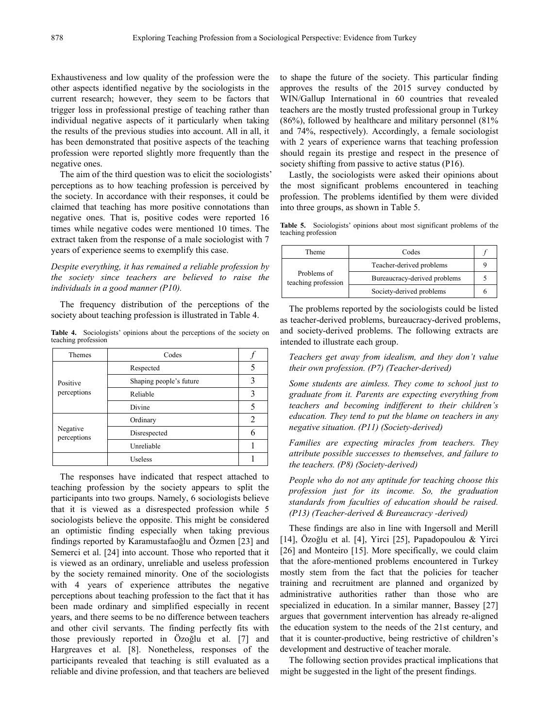Exhaustiveness and low quality of the profession were the other aspects identified negative by the sociologists in the current research; however, they seem to be factors that trigger loss in professional prestige of teaching rather than individual negative aspects of it particularly when taking the results of the previous studies into account. All in all, it has been demonstrated that positive aspects of the teaching profession were reported slightly more frequently than the negative ones.

The aim of the third question was to elicit the sociologists' perceptions as to how teaching profession is perceived by the society. In accordance with their responses, it could be claimed that teaching has more positive connotations than negative ones. That is, positive codes were reported 16 times while negative codes were mentioned 10 times. The extract taken from the response of a male sociologist with 7 years of experience seems to exemplify this case.

*Despite everything, it has remained a reliable profession by the society since teachers are believed to raise the individuals in a good manner (P10).*

The frequency distribution of the perceptions of the society about teaching profession is illustrated in Table 4.

**Table 4.** Sociologists' opinions about the perceptions of the society on teaching profession

| Themes | Codes | *f* |
|---|---|---|
| Positive perceptions | Respected | 5 |
| | Shaping people's future | 3 |
| | Reliable | 3 |
| | Divine | 5 |
| Negative perceptions | Ordinary | 2 |
| | Disrespected | 6 |
| | Unreliable | 1 |
| | Useless | 1 |

The responses have indicated that respect attached to teaching profession by the society appears to split the participants into two groups. Namely, 6 sociologists believe that it is viewed as a disrespected profession while 5 sociologists believe the opposite. This might be considered an optimistic finding especially when taking previous findings reported by Karamustafaoğlu and Özmen [23] and Semerci et al. [24] into account. Those who reported that it is viewed as an ordinary, unreliable and useless profession by the society remained minority. One of the sociologists with 4 years of experience attributes the negative perceptions about teaching profession to the fact that it has been made ordinary and simplified especially in recent years, and there seems to be no difference between teachers and other civil servants. The finding perfectly fits with those previously reported in Özoğlu et al. [7] and Hargreaves et al. [8]. Nonetheless, responses of the participants revealed that teaching is still evaluated as a reliable and divine profession, and that teachers are believed to shape the future of the society. This particular finding approves the results of the 2015 survey conducted by WIN/Gallup International in 60 countries that revealed teachers are the mostly trusted professional group in Turkey (86%), followed by healthcare and military personnel (81% and 74%, respectively). Accordingly, a female sociologist with 2 years of experience warns that teaching profession should regain its prestige and respect in the presence of society shifting from passive to active status (P16).

Lastly, the sociologists were asked their opinions about the most significant problems encountered in teaching profession. The problems identified by them were divided into three groups, as shown in Table 5.

**Table 5.** Sociologists' opinions about most significant problems of the teaching profession

| Theme | Codes | *f* |
|---|---|---|
| Problems of teaching profession | Teacher-derived problems | 9 |
| | Bureaucracy-derived problems | 5 |
| | Society-derived problems | 6 |

The problems reported by the sociologists could be listed as teacher-derived problems, bureaucracy-derived problems, and society-derived problems. The following extracts are intended to illustrate each group.

*Teachers get away from idealism, and they don't value their own profession. (P7) (Teacher-derived)*

*Some students are aimless. They come to school just to graduate from it. Parents are expecting everything from teachers and becoming indifferent to their children's education. They tend to put the blame on teachers in any negative situation. (P11) (Society-derived)*

*Families are expecting miracles from teachers. They attribute possible successes to themselves, and failure to the teachers. (P8) (Society-derived)*

*People who do not any aptitude for teaching choose this profession just for its income. So, the graduation standards from faculties of education should be raised. (P13) (Teacher-derived & Bureaucracy -derived)*

These findings are also in line with Ingersoll and Merill [14], Özoğlu et al. [4], Yirci [25], Papadopoulou & Yirci [26] and Monteiro [15]. More specifically, we could claim that the afore-mentioned problems encountered in Turkey mostly stem from the fact that the policies for teacher training and recruitment are planned and organized by administrative authorities rather than those who are specialized in education. In a similar manner, Bassey [27] argues that government intervention has already re-aligned the education system to the needs of the 21st century, and that it is counter-productive, being restrictive of children's development and destructive of teacher morale.

The following section provides practical implications that might be suggested in the light of the present findings.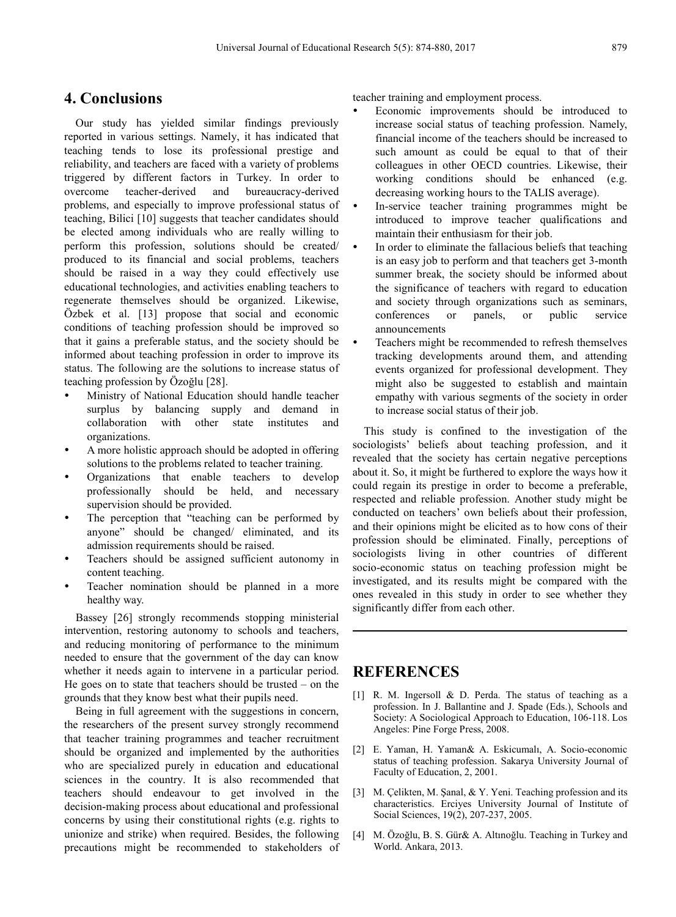## 4. Conclusions

Our study has yielded similar findings previously reported in various settings. Namely, it has indicated that teaching tends to lose its professional prestige and reliability, and teachers are faced with a variety of problems triggered by different factors in Turkey. In order to overcome teacher-derived and bureaucracy-derived problems, and especially to improve professional status of teaching, Bilici [10] suggests that teacher candidates should be elected among individuals who are really willing to perform this profession, solutions should be created/ produced to its financial and social problems, teachers should be raised in a way they could effectively use educational technologies, and activities enabling teachers to regenerate themselves should be organized. Likewise, Özbek et al. [13] propose that social and economic conditions of teaching profession should be improved so that it gains a preferable status, and the society should be informed about teaching profession in order to improve its status. The following are the solutions to increase status of teaching profession by Özoğlu [28].

- Ministry of National Education should handle teacher surplus by balancing supply and demand in collaboration with other state institutes and organizations.
- A more holistic approach should be adopted in offering solutions to the problems related to teacher training.
- Organizations that enable teachers to develop professionally should be held, and necessary supervision should be provided.
- The perception that "teaching can be performed by anyone" should be changed/ eliminated, and its admission requirements should be raised.
- Teachers should be assigned sufficient autonomy in content teaching.
- Teacher nomination should be planned in a more healthy way.

Bassey [26] strongly recommends stopping ministerial intervention, restoring autonomy to schools and teachers, and reducing monitoring of performance to the minimum needed to ensure that the government of the day can know whether it needs again to intervene in a particular period. He goes on to state that teachers should be trusted – on the grounds that they know best what their pupils need.

Being in full agreement with the suggestions in concern, the researchers of the present survey strongly recommend that teacher training programmes and teacher recruitment should be organized and implemented by the authorities who are specialized purely in education and educational sciences in the country. It is also recommended that teachers should endeavour to get involved in the decision-making process about educational and professional concerns by using their constitutional rights (e.g. rights to unionize and strike) when required. Besides, the following precautions might be recommended to stakeholders of teacher training and employment process.

- Economic improvements should be introduced to increase social status of teaching profession. Namely, financial income of the teachers should be increased to such amount as could be equal to that of their colleagues in other OECD countries. Likewise, their working conditions should be enhanced (e.g. decreasing working hours to the TALIS average).
- In-service teacher training programmes might be introduced to improve teacher qualifications and maintain their enthusiasm for their job.
- In order to eliminate the fallacious beliefs that teaching is an easy job to perform and that teachers get 3-month summer break, the society should be informed about the significance of teachers with regard to education and society through organizations such as seminars, conferences or panels, or public service announcements
- Teachers might be recommended to refresh themselves tracking developments around them, and attending events organized for professional development. They might also be suggested to establish and maintain empathy with various segments of the society in order to increase social status of their job.

This study is confined to the investigation of the sociologists' beliefs about teaching profession, and it revealed that the society has certain negative perceptions about it. So, it might be furthered to explore the ways how it could regain its prestige in order to become a preferable, respected and reliable profession. Another study might be conducted on teachers' own beliefs about their profession, and their opinions might be elicited as to how cons of their profession should be eliminated. Finally, perceptions of sociologists living in other countries of different socio-economic status on teaching profession might be investigated, and its results might be compared with the ones revealed in this study in order to see whether they significantly differ from each other.

## REFERENCES

[1] R. M. Ingersoll & D. Perda. The status of teaching as a profession. In J. Ballantine and J. Spade (Eds.), Schools and Society: A Sociological Approach to Education, 106-118. Los Angeles: Pine Forge Press, 2008.

[2] E. Yaman, H. Yaman& A. Eskicumalı, A. Socio-economic status of teaching profession. Sakarya University Journal of Faculty of Education, 2, 2001.

[3] M. Çelikten, M. Şanal, & Y. Yeni. Teaching profession and its characteristics. Erciyes University Journal of Institute of Social Sciences, 19(2), 207-237, 2005.

[4] M. Özoğlu, B. S. Gür& A. Altınoğlu. Teaching in Turkey and World. Ankara, 2013.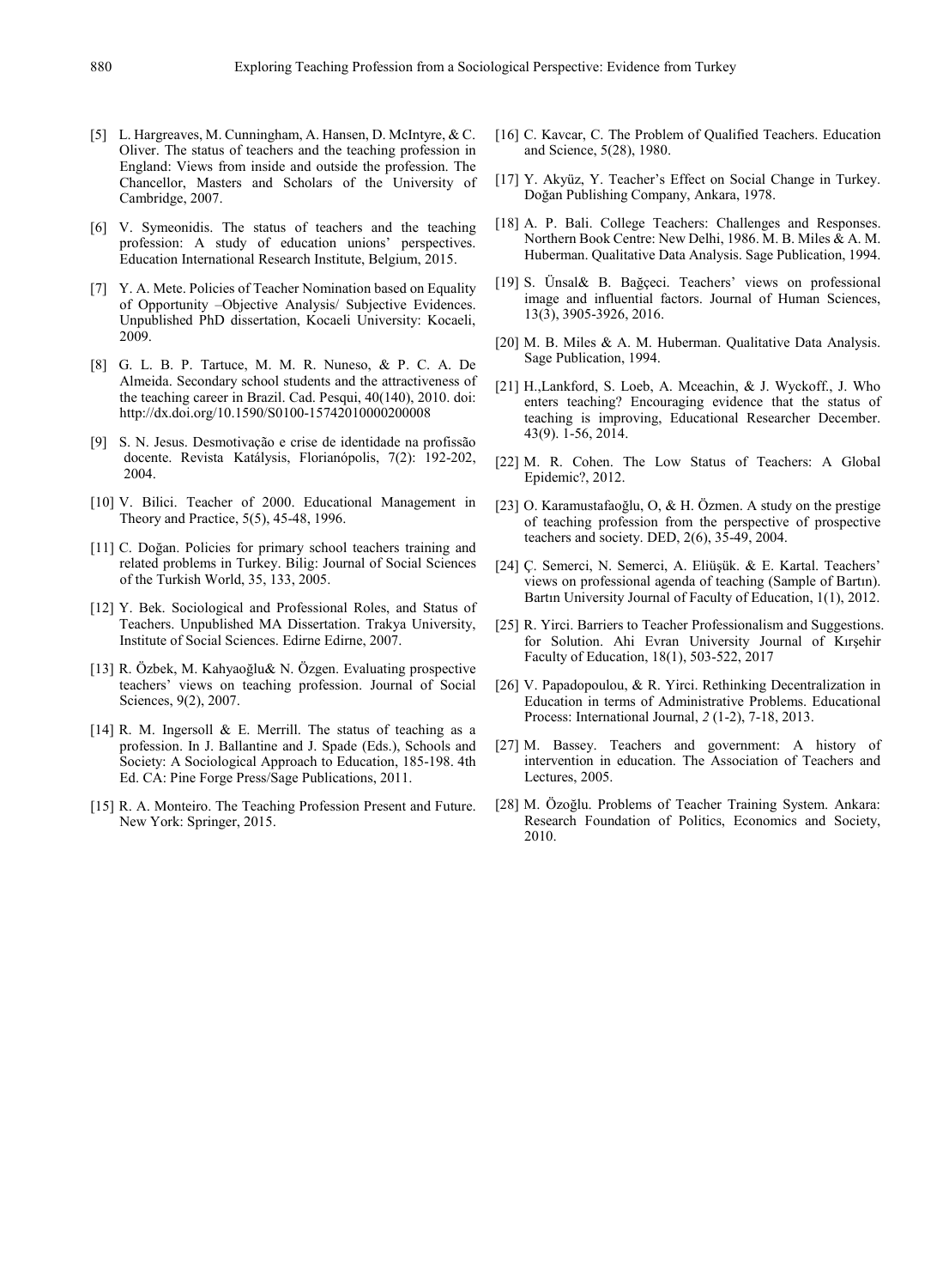[5] L. Hargreaves, M. Cunningham, A. Hansen, D. McIntyre, & C. Oliver. The status of teachers and the teaching profession in England: Views from inside and outside the profession. The Chancellor, Masters and Scholars of the University of Cambridge, 2007.

[6] V. Symeonidis. The status of teachers and the teaching profession: A study of education unions' perspectives. Education International Research Institute, Belgium, 2015.

[7] Y. A. Mete. Policies of Teacher Nomination based on Equality of Opportunity –Objective Analysis/ Subjective Evidences. Unpublished PhD dissertation, Kocaeli University: Kocaeli, 2009.

[8] G. L. B. P. Tartuce, M. M. R. Nuneso, & P. C. A. De Almeida. Secondary school students and the attractiveness of the teaching career in Brazil. Cad. Pesqui, 40(140), 2010. doi: http://dx.doi.org/10.1590/S0100-15742010000200008

[9] S. N. Jesus. Desmotivação e crise de identidade na profissão docente. Revista Katálysis, Florianópolis, 7(2): 192-202, 2004.

[10] V. Bilici. Teacher of 2000. Educational Management in Theory and Practice, 5(5), 45-48, 1996.

[11] C. Doğan. Policies for primary school teachers training and related problems in Turkey. Bilig: Journal of Social Sciences of the Turkish World, 35, 133, 2005.

[12] Y. Bek. Sociological and Professional Roles, and Status of Teachers. Unpublished MA Dissertation. Trakya University, Institute of Social Sciences. Edirne Edirne, 2007.

[13] R. Özbek, M. Kahyaoğlu& N. Özgen. Evaluating prospective teachers' views on teaching profession. Journal of Social Sciences, 9(2), 2007.

[14] R. M. Ingersoll & E. Merrill. The status of teaching as a profession. In J. Ballantine and J. Spade (Eds.), Schools and Society: A Sociological Approach to Education, 185-198. 4th Ed. CA: Pine Forge Press/Sage Publications, 2011.

[15] R. A. Monteiro. The Teaching Profession Present and Future. New York: Springer, 2015.

[16] C. Kavcar, C. The Problem of Qualified Teachers. Education and Science, 5(28), 1980.

[17] Y. Akyüz, Y. Teacher's Effect on Social Change in Turkey. Doğan Publishing Company, Ankara, 1978.

[18] A. P. Bali. College Teachers: Challenges and Responses. Northern Book Centre: New Delhi, 1986. M. B. Miles & A. M. Huberman. Qualitative Data Analysis. Sage Publication, 1994.

[19] S. Ünsal& B. Bağçeci. Teachers' views on professional image and influential factors. Journal of Human Sciences, 13(3), 3905-3926, 2016.

[20] M. B. Miles & A. M. Huberman. Qualitative Data Analysis. Sage Publication, 1994.

[21] H.,Lankford, S. Loeb, A. Mceachin, & J. Wyckoff., J. Who enters teaching? Encouraging evidence that the status of teaching is improving, Educational Researcher December. 43(9). 1-56, 2014.

[22] M. R. Cohen. The Low Status of Teachers: A Global Epidemic?, 2012.

[23] O. Karamustafaoğlu, O, & H. Özmen. A study on the prestige of teaching profession from the perspective of prospective teachers and society. DED, 2(6), 35-49, 2004.

[24] Ç. Semerci, N. Semerci, A. Eliüşük. & E. Kartal. Teachers' views on professional agenda of teaching (Sample of Bartın). Bartın University Journal of Faculty of Education, 1(1), 2012.

[25] R. Yirci. Barriers to Teacher Professionalism and Suggestions. for Solution. Ahi Evran University Journal of Kırşehir Faculty of Education, 18(1), 503-522, 2017

[26] V. Papadopoulou, & R. Yirci. Rethinking Decentralization in Education in terms of Administrative Problems. Educational Process: International Journal, *2* (1-2), 7-18, 2013.

[27] M. Bassey. Teachers and government: A history of intervention in education. The Association of Teachers and Lectures, 2005.

[28] M. Özoğlu. Problems of Teacher Training System. Ankara: Research Foundation of Politics, Economics and Society, 2010.